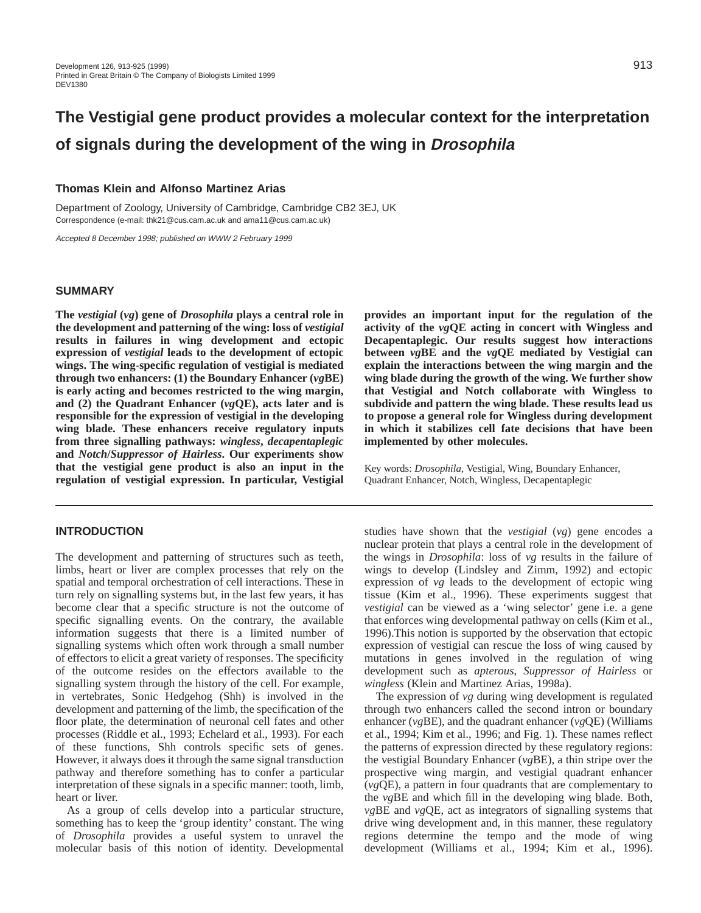# The Vestigial gene product provides a molecular context for the interpretation of signals during the development of the wing in *Drosophila*

**Thomas Klein and Alfonso Martinez Arias**

Department of Zoology, University of Cambridge, Cambridge CB2 3EJ, UK
Correspondence (e-mail: thk21@cus.cam.ac.uk and ama11@cus.cam.ac.uk)

*Accepted 8 December 1998; published on WWW 2 February 1999*

## SUMMARY

**The *vestigial* (*vg*) gene of *Drosophila* plays a central role in the development and patterning of the wing: loss of *vestigial* results in failures in wing development and ectopic expression of *vestigial* leads to the development of ectopic wings. The wing-specific regulation of vestigial is mediated through two enhancers: (1) the Boundary Enhancer (*vg*BE) is early acting and becomes restricted to the wing margin, and (2) the Quadrant Enhancer (*vg*QE), acts later and is responsible for the expression of vestigial in the developing wing blade. These enhancers receive regulatory inputs from three signalling pathways: *wingless*, *decapentaplegic* and *Notch*/*Suppressor of Hairless*. Our experiments show that the vestigial gene product is also an input in the regulation of vestigial expression. In particular, Vestigial provides an important input for the regulation of the activity of the *vg*QE acting in concert with Wingless and Decapentaplegic. Our results suggest how interactions between *vg*BE and the *vg*QE mediated by Vestigial can explain the interactions between the wing margin and the wing blade during the growth of the wing. We further show that Vestigial and Notch collaborate with Wingless to subdivide and pattern the wing blade. These results lead us to propose a general role for Wingless during development in which it stabilizes cell fate decisions that have been implemented by other molecules.**

Key words: *Drosophila*, Vestigial, Wing, Boundary Enhancer, Quadrant Enhancer, Notch, Wingless, Decapentaplegic

## INTRODUCTION

The development and patterning of structures such as teeth, limbs, heart or liver are complex processes that rely on the spatial and temporal orchestration of cell interactions. These in turn rely on signalling systems but, in the last few years, it has become clear that a specific structure is not the outcome of specific signalling events. On the contrary, the available information suggests that there is a limited number of signalling systems which often work through a small number of effectors to elicit a great variety of responses. The specificity of the outcome resides on the effectors available to the signalling system through the history of the cell. For example, in vertebrates, Sonic Hedgehog (Shh) is involved in the development and patterning of the limb, the specification of the floor plate, the determination of neuronal cell fates and other processes (Riddle et al., 1993; Echelard et al., 1993). For each of these functions, Shh controls specific sets of genes. However, it always does it through the same signal transduction pathway and therefore something has to confer a particular interpretation of these signals in a specific manner: tooth, limb, heart or liver.

As a group of cells develop into a particular structure, something has to keep the 'group identity' constant. The wing of *Drosophila* provides a useful system to unravel the molecular basis of this notion of identity. Developmental studies have shown that the *vestigial* (*vg*) gene encodes a nuclear protein that plays a central role in the development of the wings in *Drosophila*: loss of *vg* results in the failure of wings to develop (Lindsley and Zimm, 1992) and ectopic expression of *vg* leads to the development of ectopic wing tissue (Kim et al., 1996). These experiments suggest that *vestigial* can be viewed as a 'wing selector' gene i.e. a gene that enforces wing developmental pathway on cells (Kim et al., 1996).This notion is supported by the observation that ectopic expression of vestigial can rescue the loss of wing caused by mutations in genes involved in the regulation of wing development such as *apterous*, *Suppressor of Hairless* or *wingless* (Klein and Martinez Arias, 1998a).

The expression of *vg* during wing development is regulated through two enhancers called the second intron or boundary enhancer (*vg*BE), and the quadrant enhancer (*vg*QE) (Williams et al., 1994; Kim et al., 1996; and Fig. 1). These names reflect the patterns of expression directed by these regulatory regions: the vestigial Boundary Enhancer (*vg*BE), a thin stripe over the prospective wing margin, and vestigial quadrant enhancer (*vg*QE), a pattern in four quadrants that are complementary to the *vg*BE and which fill in the developing wing blade. Both, *vg*BE and *vg*QE, act as integrators of signalling systems that drive wing development and, in this manner, these regulatory regions determine the tempo and the mode of wing development (Williams et al., 1994; Kim et al., 1996).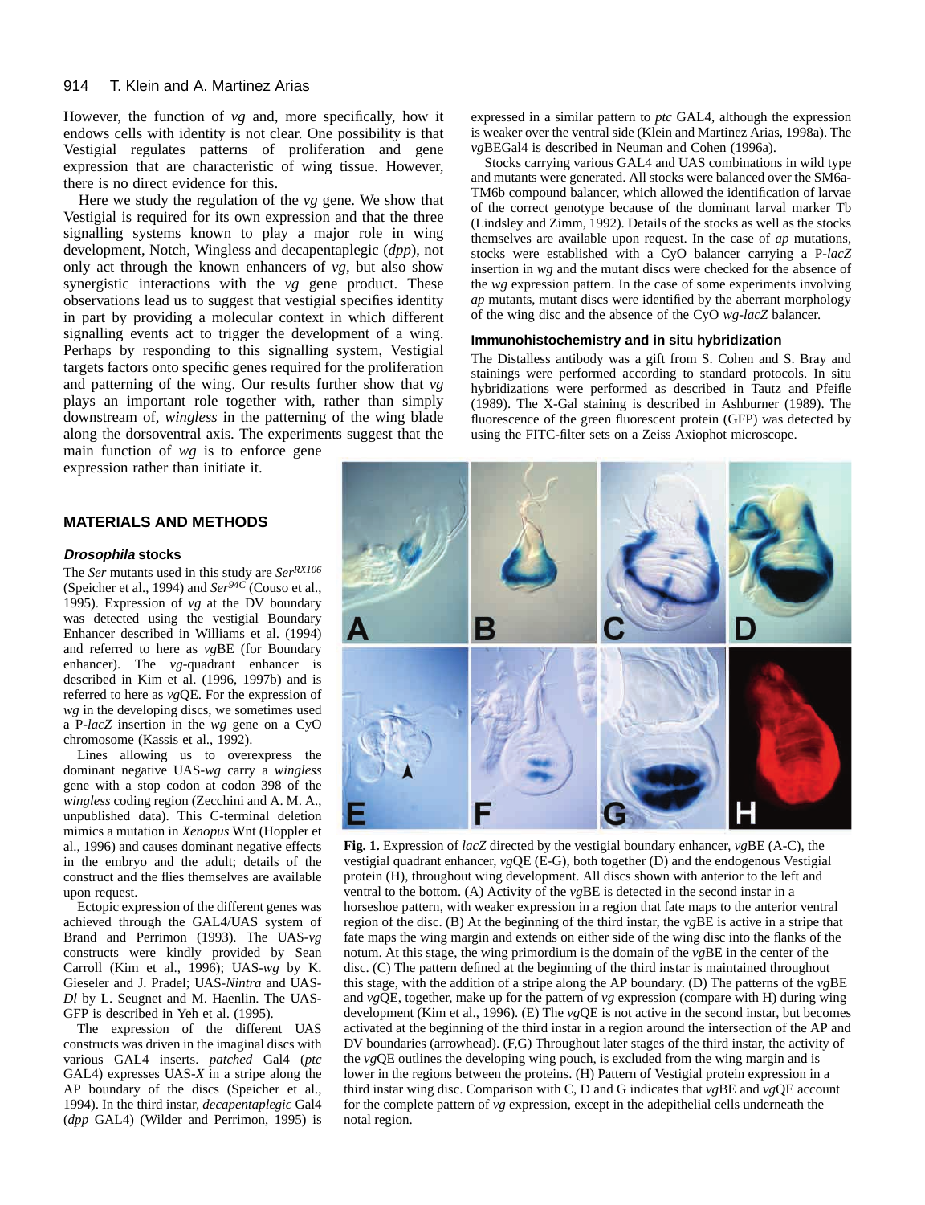However, the function of *vg* and, more specifically, how it endows cells with identity is not clear. One possibility is that Vestigial regulates patterns of proliferation and gene expression that are characteristic of wing tissue. However, there is no direct evidence for this.

Here we study the regulation of the *vg* gene. We show that Vestigial is required for its own expression and that the three signalling systems known to play a major role in wing development, Notch, Wingless and decapentaplegic (*dpp*), not only act through the known enhancers of *vg*, but also show synergistic interactions with the *vg* gene product. These observations lead us to suggest that vestigial specifies identity in part by providing a molecular context in which different signalling events act to trigger the development of a wing. Perhaps by responding to this signalling system, Vestigial targets factors onto specific genes required for the proliferation and patterning of the wing. Our results further show that *vg* plays an important role together with, rather than simply downstream of, *wingless* in the patterning of the wing blade along the dorsoventral axis. The experiments suggest that the main function of *wg* is to enforce gene expression rather than initiate it.

## MATERIALS AND METHODS

### *Drosophila* stocks

The *Ser* mutants used in this study are *Ser*$^{RX106}$ (Speicher et al., 1994) and *Ser*$^{94C}$ (Couso et al., 1995). Expression of *vg* at the DV boundary was detected using the vestigial Boundary Enhancer described in Williams et al. (1994) and referred to here as *vg*BE (for Boundary enhancer). The *vg*-quadrant enhancer is described in Kim et al. (1996, 1997b) and is referred to here as *vg*QE. For the expression of *wg* in the developing discs, we sometimes used a P-*lacZ* insertion in the *wg* gene on a CyO chromosome (Kassis et al., 1992).

Lines allowing us to overexpress the dominant negative UAS-*wg* carry a *wingless* gene with a stop codon at codon 398 of the *wingless* coding region (Zecchini and A. M. A., unpublished data). This C-terminal deletion mimics a mutation in *Xenopus* Wnt (Hoppler et al., 1996) and causes dominant negative effects in the embryo and the adult; details of the construct and the flies themselves are available upon request.

Ectopic expression of the different genes was achieved through the GAL4/UAS system of Brand and Perrimon (1993). The UAS-*vg* constructs were kindly provided by Sean Carroll (Kim et al., 1996); UAS-*wg* by K. Gieseler and J. Pradel; UAS-*Nintra* and UAS-*Dl* by L. Seugnet and M. Haenlin. The UAS-GFP is described in Yeh et al. (1995).

The expression of the different UAS constructs was driven in the imaginal discs with various GAL4 inserts. *patched* Gal4 (*ptc* GAL4) expresses UAS-*X* in a stripe along the AP boundary of the discs (Speicher et al., 1994). In the third instar, *decapentaplegic* Gal4 (*dpp* GAL4) (Wilder and Perrimon, 1995) is expressed in a similar pattern to *ptc* GAL4, although the expression is weaker over the ventral side (Klein and Martinez Arias, 1998a). The *vg*BEGal4 is described in Neuman and Cohen (1996a).

Stocks carrying various GAL4 and UAS combinations in wild type and mutants were generated. All stocks were balanced over the SM6a-TM6b compound balancer, which allowed the identification of larvae of the correct genotype because of the dominant larval marker Tb (Lindsley and Zimm, 1992). Details of the stocks as well as the stocks themselves are available upon request. In the case of *ap* mutations, stocks were established with a CyO balancer carrying a P-*lacZ* insertion in *wg* and the mutant discs were checked for the absence of the *wg* expression pattern. In the case of some experiments involving *ap* mutants, mutant discs were identified by the aberrant morphology of the wing disc and the absence of the CyO *wg-lacZ* balancer.

### Immunohistochemistry and in situ hybridization

The Distalless antibody was a gift from S. Cohen and S. Bray and stainings were performed according to standard protocols. In situ hybridizations were performed as described in Tautz and Pfeifle (1989). The X-Gal staining is described in Ashburner (1989). The fluorescence of the green fluorescent protein (GFP) was detected by using the FITC-filter sets on a Zeiss Axiophot microscope.

**Fig. 1.** Expression of *lacZ* directed by the vestigial boundary enhancer, *vg*BE (A-C), the vestigial quadrant enhancer, *vg*QE (E-G), both together (D) and the endogenous Vestigial protein (H), throughout wing development. All discs shown with anterior to the left and ventral to the bottom. (A) Activity of the *vg*BE is detected in the second instar in a horseshoe pattern, with weaker expression in a region that fate maps to the anterior ventral region of the disc. (B) At the beginning of the third instar, the *vg*BE is active in a stripe that fate maps the wing margin and extends on either side of the wing disc into the flanks of the notum. At this stage, the wing primordium is the domain of the *vg*BE in the center of the disc. (C) The pattern defined at the beginning of the third instar is maintained throughout this stage, with the addition of a stripe along the AP boundary. (D) The patterns of the *vg*BE and *vg*QE, together, make up for the pattern of *vg* expression (compare with H) during wing development (Kim et al., 1996). (E) The *vg*QE is not active in the second instar, but becomes activated at the beginning of the third instar in a region around the intersection of the AP and DV boundaries (arrowhead). (F,G) Throughout later stages of the third instar, the activity of the *vg*QE outlines the developing wing pouch, is excluded from the wing margin and is lower in the regions between the proteins. (H) Pattern of Vestigial protein expression in a third instar wing disc. Comparison with C, D and G indicates that *vg*BE and *vg*QE account for the complete pattern of *vg* expression, except in the adepithelial cells underneath the notal region.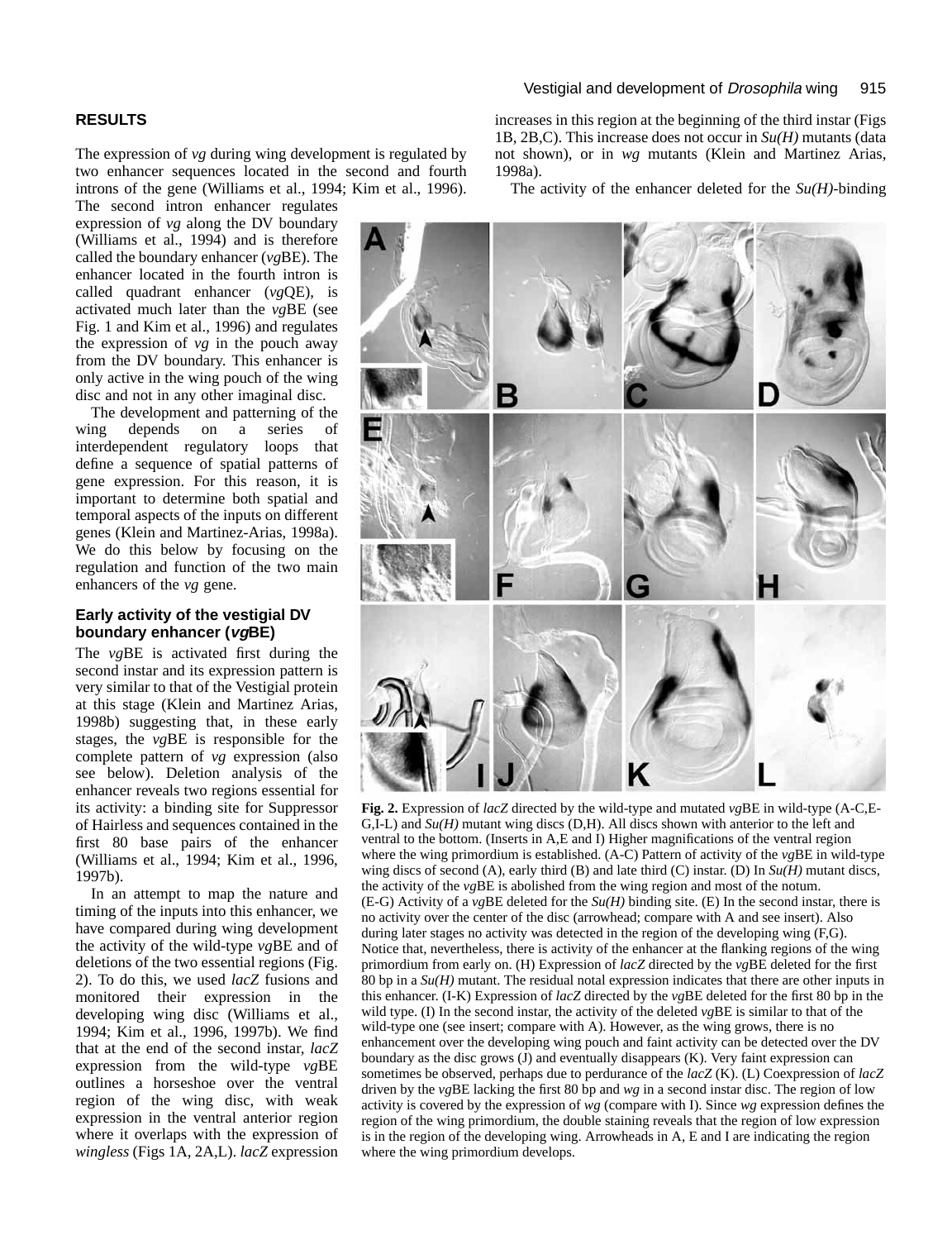## RESULTS

The expression of *vg* during wing development is regulated by two enhancer sequences located in the second and fourth introns of the gene (Williams et al., 1994; Kim et al., 1996). The second intron enhancer regulates expression of *vg* along the DV boundary (Williams et al., 1994) and is therefore called the boundary enhancer (*vg*BE). The enhancer located in the fourth intron is called quadrant enhancer (*vg*QE), is activated much later than the *vg*BE (see Fig. 1 and Kim et al., 1996) and regulates the expression of *vg* in the pouch away from the DV boundary. This enhancer is only active in the wing pouch of the wing disc and not in any other imaginal disc.

The development and patterning of the wing depends on a series of interdependent regulatory loops that define a sequence of spatial patterns of gene expression. For this reason, it is important to determine both spatial and temporal aspects of the inputs on different genes (Klein and Martinez-Arias, 1998a). We do this below by focusing on the regulation and function of the two main enhancers of the *vg* gene.

### Early activity of the vestigial DV boundary enhancer (*vg*BE)

The *vg*BE is activated first during the second instar and its expression pattern is very similar to that of the Vestigial protein at this stage (Klein and Martinez Arias, 1998b) suggesting that, in these early stages, the *vg*BE is responsible for the complete pattern of *vg* expression (also see below). Deletion analysis of the enhancer reveals two regions essential for its activity: a binding site for Suppressor of Hairless and sequences contained in the first 80 base pairs of the enhancer (Williams et al., 1994; Kim et al., 1996, 1997b).

In an attempt to map the nature and timing of the inputs into this enhancer, we have compared during wing development the activity of the wild-type *vg*BE and of deletions of the two essential regions (Fig. 2). To do this, we used *lacZ* fusions and monitored their expression in the developing wing disc (Williams et al., 1994; Kim et al., 1996, 1997b). We find that at the end of the second instar, *lacZ* expression from the wild-type *vg*BE outlines a horseshoe over the ventral region of the wing disc, with weak expression in the ventral anterior region where it overlaps with the expression of *wingless* (Figs 1A, 2A,L). *lacZ* expression increases in this region at the beginning of the third instar (Figs 1B, 2B,C). This increase does not occur in *Su(H)* mutants (data not shown), or in *wg* mutants (Klein and Martinez Arias, 1998a).

The activity of the enhancer deleted for the *Su(H)*-binding

**Fig. 2.** Expression of *lacZ* directed by the wild-type and mutated *vg*BE in wild-type (A-C,E-G,I-L) and *Su(H)* mutant wing discs (D,H). All discs shown with anterior to the left and ventral to the bottom. (Inserts in A,E and I) Higher magnifications of the ventral region where the wing primordium is established. (A-C) Pattern of activity of the *vg*BE in wild-type wing discs of second (A), early third (B) and late third (C) instar. (D) In *Su(H)* mutant discs, the activity of the *vg*BE is abolished from the wing region and most of the notum. (E-G) Activity of a *vg*BE deleted for the *Su(H)* binding site. (E) In the second instar, there is no activity over the center of the disc (arrowhead; compare with A and see insert). Also during later stages no activity was detected in the region of the developing wing (F,G). Notice that, nevertheless, there is activity of the enhancer at the flanking regions of the wing primordium from early on. (H) Expression of *lacZ* directed by the *vg*BE deleted for the first 80 bp in a *Su(H)* mutant. The residual notal expression indicates that there are other inputs in this enhancer. (I-K) Expression of *lacZ* directed by the *vg*BE deleted for the first 80 bp in the wild type. (I) In the second instar, the activity of the deleted *vg*BE is similar to that of the wild-type one (see insert; compare with A). However, as the wing grows, there is no enhancement over the developing wing pouch and faint activity can be detected over the DV boundary as the disc grows (J) and eventually disappears (K). Very faint expression can sometimes be observed, perhaps due to perdurance of the *lacZ* (K). (L) Coexpression of *lacZ* driven by the *vg*BE lacking the first 80 bp and *wg* in a second instar disc. The region of low activity is covered by the expression of *wg* (compare with I). Since *wg* expression defines the region of the wing primordium, the double staining reveals that the region of low expression is in the region of the developing wing. Arrowheads in A, E and I are indicating the region where the wing primordium develops.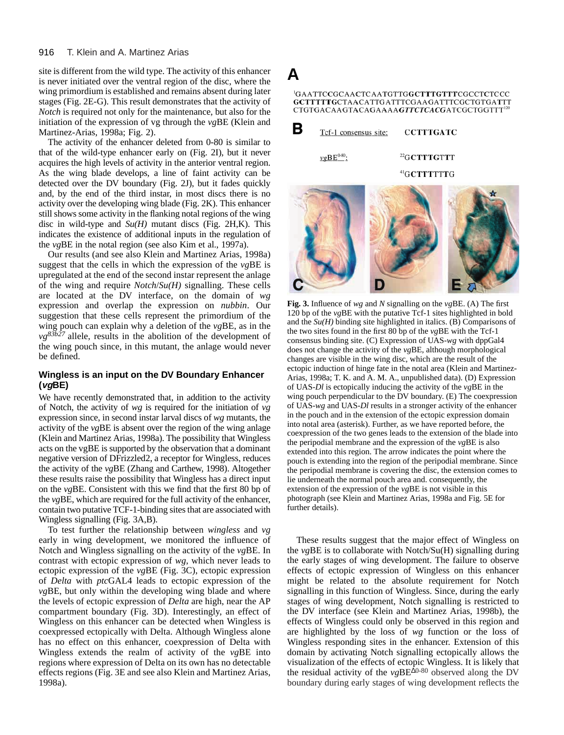site is different from the wild type. The activity of this enhancer is never initiated over the ventral region of the disc, where the wing primordium is established and remains absent during later stages (Fig. 2E-G). This result demonstrates that the activity of *Notch* is required not only for the maintenance, but also for the initiation of the expression of vg through the *vg*BE (Klein and Martinez-Arias, 1998a; Fig. 2).

The activity of the enhancer deleted from 0-80 is similar to that of the wild-type enhancer early on (Fig. 2I), but it never acquires the high levels of activity in the anterior ventral region. As the wing blade develops, a line of faint activity can be detected over the DV boundary (Fig. 2J), but it fades quickly and, by the end of the third instar, in most discs there is no activity over the developing wing blade (Fig. 2K). This enhancer still shows some activity in the flanking notal regions of the wing disc in wild-type and *Su(H)* mutant discs (Fig. 2H,K). This indicates the existence of additional inputs in the regulation of the *vg*BE in the notal region (see also Kim et al., 1997a).

Our results (and see also Klein and Martinez Arias, 1998a) suggest that the cells in which the expression of the *vg*BE is upregulated at the end of the second instar represent the anlage of the wing and require *Notch*/*Su(H)* signalling. These cells are located at the DV interface, on the domain of *wg* expression and overlap the expression on *nubbin*. Our suggestion that these cells represent the primordium of the wing pouch can explain why a deletion of the *vg*BE, as in the $vg^{83b27}$ allele, results in the abolition of the development of the wing pouch since, in this mutant, the anlage would never be defined.

## Wingless is an input on the DV Boundary Enhancer (*vg*BE)

We have recently demonstrated that, in addition to the activity of Notch, the activity of *wg* is required for the initiation of *vg* expression since, in second instar larval discs of *wg* mutants, the activity of the *vg*BE is absent over the region of the wing anlage (Klein and Martinez Arias, 1998a). The possibility that Wingless acts on the vgBE is supported by the observation that a dominant negative version of DFrizzled2, a receptor for Wingless, reduces the activity of the *vg*BE (Zhang and Carthew, 1998). Altogether these results raise the possibility that Wingless has a direct input on the *vg*BE. Consistent with this we find that the first 80 bp of the *vg*BE, which are required for the full activity of the enhancer, contain two putative TCF-1-binding sites that are associated with Wingless signalling (Fig. 3A,B).

To test further the relationship between *wingless* and *vg* early in wing development, we monitored the influence of Notch and Wingless signalling on the activity of the *vg*BE. In contrast with ectopic expression of *wg*, which never leads to ectopic expression of the *vg*BE (Fig. 3C), ectopic expression of *Delta* with *ptc*GAL4 leads to ectopic expression of the *vg*BE, but only within the developing wing blade and where the levels of ectopic expression of *Delta* are high, near the AP compartment boundary (Fig. 3D). Interestingly, an effect of Wingless on this enhancer can be detected when Wingless is coexpressed ectopically with Delta. Although Wingless alone has no effect on this enhancer, coexpression of Delta with Wingless extends the realm of activity of the *vg*BE into regions where expression of Delta on its own has no detectable effects regions (Fig. 3E and see also Klein and Martinez Arias, 1998a).

**A**

[1]GAATTCCGCAACTCAATGTTG**GCTTTGTTT**CGCCTCTCCC **GCTTTTTG**CTAACATTGATTTCGAAGATTTCGCTGTGATTT CTGTGACAAGTACAGAAAA***GTTCTCACG***ATCGCTGGTTT[120]

**B**

| Tcf-1 consensus site: | CCTTTGATC |
|---|---|
| *vg*BE[0-80]: | [22]G**CTTTG**TTT |
| | [41]G**CTTTTTG** |

**Fig. 3.** Influence of *wg* and *N* signalling on the *vg*BE. (A) The first 120 bp of the *vg*BE with the putative Tcf-1 sites highlighted in bold and the *Su(H)* binding site highlighted in italics. (B) Comparisons of the two sites found in the first 80 bp of the *vg*BE with the Tcf-1 consensus binding site. (C) Expression of UAS-*wg* with dppGal4 does not change the activity of the *vg*BE, although morphological changes are visible in the wing disc, which are the result of the ectopic induction of hinge fate in the notal area (Klein and Martinez-Arias, 1998a; T. K. and A. M. A., unpublished data). (D) Expression of UAS-*Dl* is ectopically inducing the activity of the *vg*BE in the wing pouch perpendicular to the DV boundary. (E) The coexpression of UAS-*wg* and UAS-*Dl* results in a stronger activity of the enhancer in the pouch and in the extension of the ectopic expression domain into notal area (asterisk). Further, as we have reported before, the coexpression of the two genes leads to the extension of the blade into the peripodial membrane and the expression of the *vg*BE is also extended into this region. The arrow indicates the point where the pouch is extending into the region of the peripodial membrane. Since the peripodial membrane is covering the disc, the extension comes to lie underneath the normal pouch area and. consequently, the extension of the expression of the *vg*BE is not visible in this photograph (see Klein and Martinez Arias, 1998a and Fig. 5E for further details).

These results suggest that the major effect of Wingless on the *vg*BE is to collaborate with Notch/Su(H) signalling during the early stages of wing development. The failure to observe effects of ectopic expression of Wingless on this enhancer might be related to the absolute requirement for Notch signalling in this function of Wingless. Since, during the early stages of wing development, Notch signalling is restricted to the DV interface (see Klein and Martinez Arias, 1998b), the effects of Wingless could only be observed in this region and are highlighted by the loss of *wg* function or the loss of Wingless responding sites in the enhancer. Extension of this domain by activating Notch signalling ectopically allows the visualization of the effects of ectopic Wingless. It is likely that the residual activity of the $vg\mathrm{BE}^{\Delta 0\text{-}80}$ observed along the DV boundary during early stages of wing development reflects the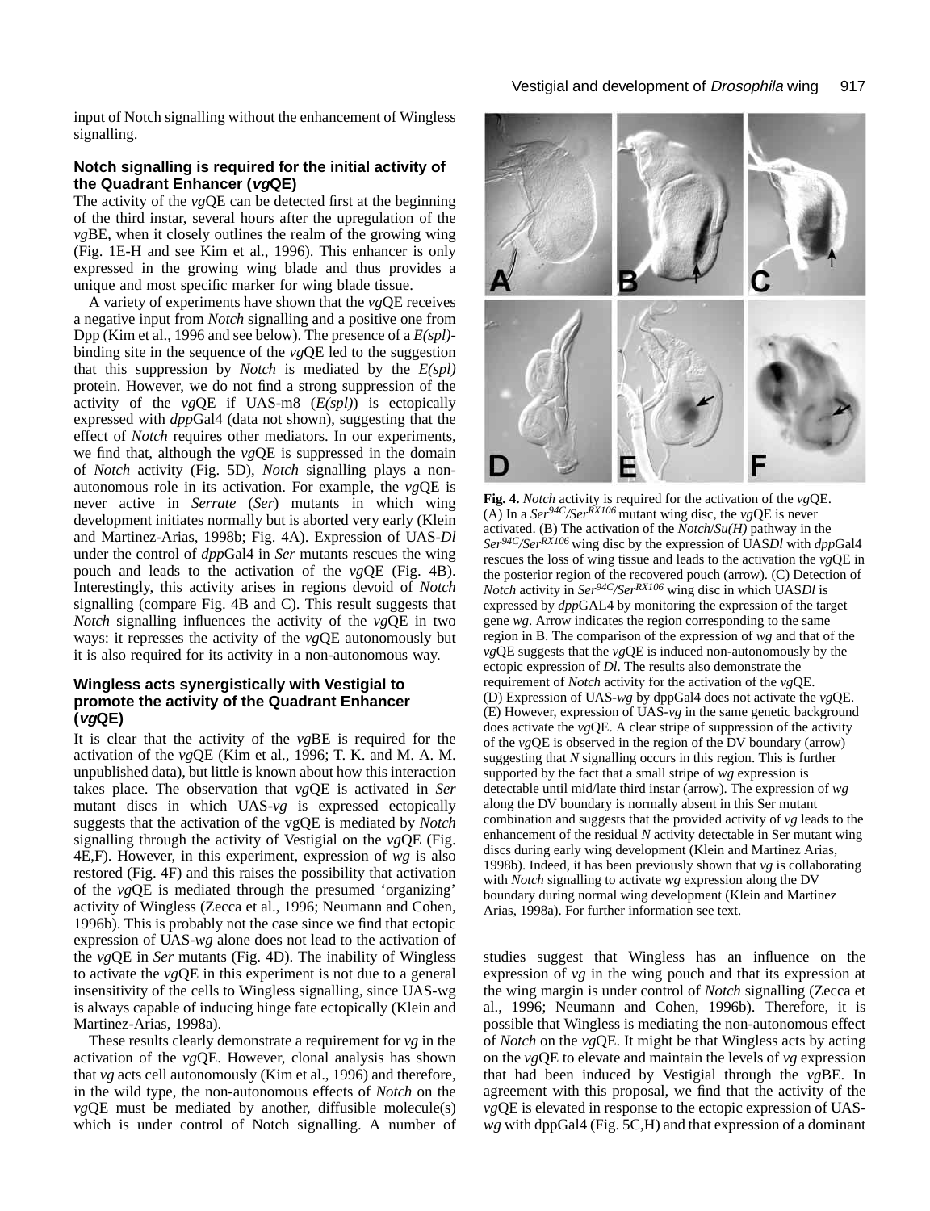input of Notch signalling without the enhancement of Wingless signalling.

### Notch signalling is required for the initial activity of the Quadrant Enhancer (*vg*QE)

The activity of the *vg*QE can be detected first at the beginning of the third instar, several hours after the upregulation of the *vg*BE, when it closely outlines the realm of the growing wing (Fig. 1E-H and see Kim et al., 1996). This enhancer is only expressed in the growing wing blade and thus provides a unique and most specific marker for wing blade tissue.

A variety of experiments have shown that the *vg*QE receives a negative input from *Notch* signalling and a positive one from Dpp (Kim et al., 1996 and see below). The presence of a *E(spl)*-binding site in the sequence of the *vg*QE led to the suggestion that this suppression by *Notch* is mediated by the *E(spl)* protein. However, we do not find a strong suppression of the activity of the *vg*QE if UAS-m8 (*E(spl)*) is ectopically expressed with *dpp*Gal4 (data not shown), suggesting that the effect of *Notch* requires other mediators. In our experiments, we find that, although the *vg*QE is suppressed in the domain of *Notch* activity (Fig. 5D), *Notch* signalling plays a non-autonomous role in its activation. For example, the *vg*QE is never active in *Serrate* (*Ser*) mutants in which wing development initiates normally but is aborted very early (Klein and Martinez-Arias, 1998b; Fig. 4A). Expression of UAS-*Dl* under the control of *dpp*Gal4 in *Ser* mutants rescues the wing pouch and leads to the activation of the *vg*QE (Fig. 4B). Interestingly, this activity arises in regions devoid of *Notch* signalling (compare Fig. 4B and C). This result suggests that *Notch* signalling influences the activity of the *vg*QE in two ways: it represses the activity of the *vg*QE autonomously but it is also required for its activity in a non-autonomous way.

### Wingless acts synergistically with Vestigial to promote the activity of the Quadrant Enhancer (*vg*QE)

It is clear that the activity of the *vg*BE is required for the activation of the *vg*QE (Kim et al., 1996; T. K. and M. A. M. unpublished data), but little is known about how this interaction takes place. The observation that *vg*QE is activated in *Ser* mutant discs in which UAS-*vg* is expressed ectopically suggests that the activation of the vgQE is mediated by *Notch* signalling through the activity of Vestigial on the *vg*QE (Fig. 4E,F). However, in this experiment, expression of *wg* is also restored (Fig. 4F) and this raises the possibility that activation of the *vg*QE is mediated through the presumed 'organizing' activity of Wingless (Zecca et al., 1996; Neumann and Cohen, 1996b). This is probably not the case since we find that ectopic expression of UAS-*wg* alone does not lead to the activation of the *vg*QE in *Ser* mutants (Fig. 4D). The inability of Wingless to activate the *vg*QE in this experiment is not due to a general insensitivity of the cells to Wingless signalling, since UAS-wg is always capable of inducing hinge fate ectopically (Klein and Martinez-Arias, 1998a).

These results clearly demonstrate a requirement for *vg* in the activation of the *vg*QE. However, clonal analysis has shown that *vg* acts cell autonomously (Kim et al., 1996) and therefore, in the wild type, the non-autonomous effects of *Notch* on the *vg*QE must be mediated by another, diffusible molecule(s) which is under control of Notch signalling. A number of studies suggest that Wingless has an influence on the expression of *vg* in the wing pouch and that its expression at the wing margin is under control of *Notch* signalling (Zecca et al., 1996; Neumann and Cohen, 1996b). Therefore, it is possible that Wingless is mediating the non-autonomous effect of *Notch* on the *vg*QE. It might be that Wingless acts by acting on the *vg*QE to elevate and maintain the levels of *vg* expression that had been induced by Vestigial through the *vg*BE. In agreement with this proposal, we find that the activity of the *vg*QE is elevated in response to the ectopic expression of UAS-*wg* with dppGal4 (Fig. 5C,H) and that expression of a dominant

**Fig. 4.** *Notch* activity is required for the activation of the *vg*QE. (A) In a $Ser^{94C}/Ser^{RX106}$ mutant wing disc, the *vg*QE is never activated. (B) The activation of the *Notch*/*Su(H)* pathway in the $Ser^{94C}/Ser^{RX106}$ wing disc by the expression of UAS*Dl* with *dpp*Gal4 rescues the loss of wing tissue and leads to the activation the *vg*QE in the posterior region of the recovered pouch (arrow). (C) Detection of *Notch* activity in $Ser^{94C}/Ser^{RX106}$ wing disc in which UAS*Dl* is expressed by *dpp*GAL4 by monitoring the expression of the target gene *wg*. Arrow indicates the region corresponding to the same region in B. The comparison of the expression of *wg* and that of the *vg*QE suggests that the *vg*QE is induced non-autonomously by the ectopic expression of *Dl*. The results also demonstrate the requirement of *Notch* activity for the activation of the *vg*QE. (D) Expression of UAS-*wg* by dppGal4 does not activate the *vg*QE. (E) However, expression of UAS-*vg* in the same genetic background does activate the *vg*QE. A clear stripe of suppression of the activity of the *vg*QE is observed in the region of the DV boundary (arrow) suggesting that *N* signalling occurs in this region. This is further supported by the fact that a small stripe of *wg* expression is detectable until mid/late third instar (arrow). The expression of *wg* along the DV boundary is normally absent in this Ser mutant combination and suggests that the provided activity of *vg* leads to the enhancement of the residual *N* activity detectable in Ser mutant wing discs during early wing development (Klein and Martinez Arias, 1998b). Indeed, it has been previously shown that *vg* is collaborating with *Notch* signalling to activate *wg* expression along the DV boundary during normal wing development (Klein and Martinez Arias, 1998a). For further information see text.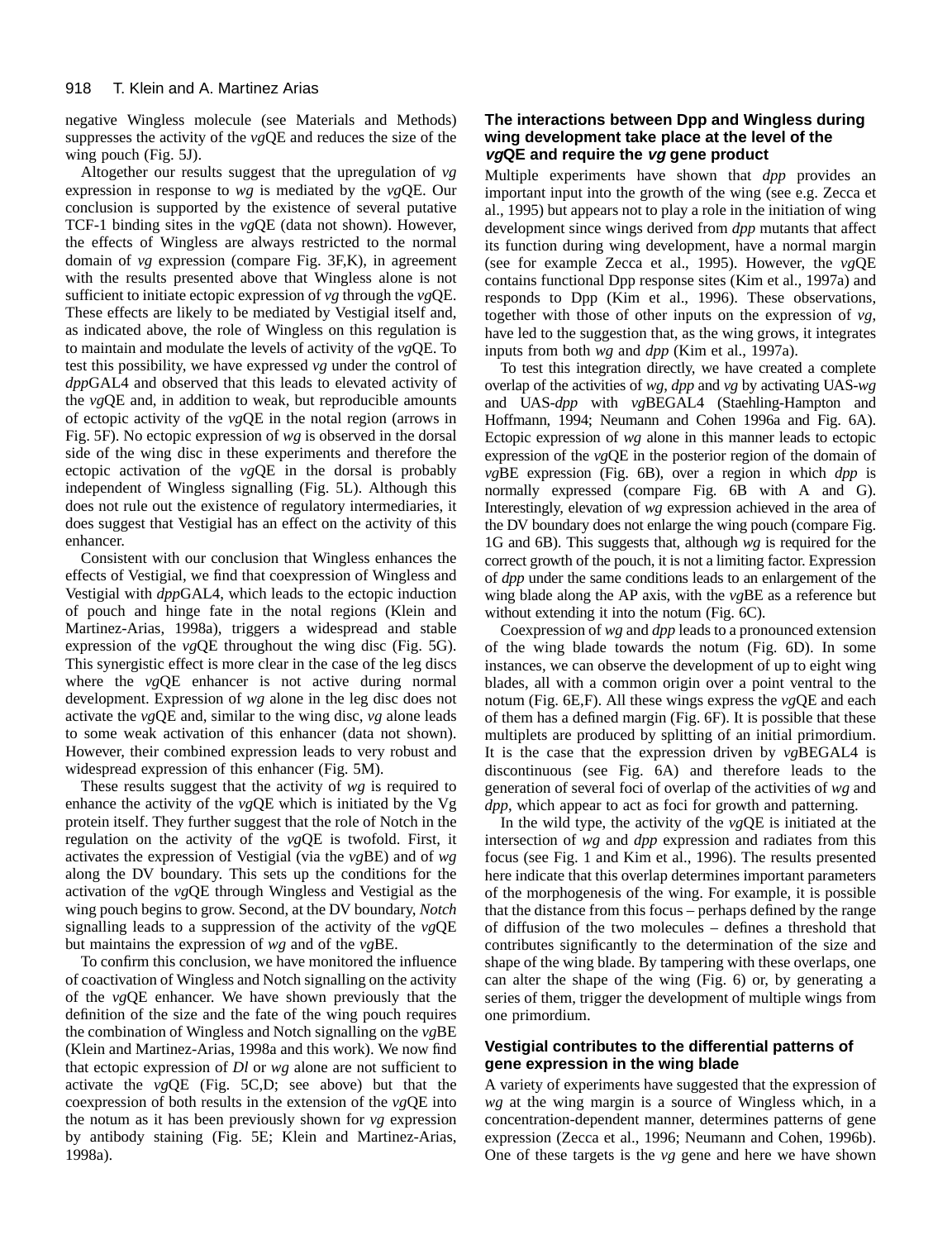negative Wingless molecule (see Materials and Methods) suppresses the activity of the *vg*QE and reduces the size of the wing pouch (Fig. 5J).

Altogether our results suggest that the upregulation of *vg* expression in response to *wg* is mediated by the *vg*QE. Our conclusion is supported by the existence of several putative TCF-1 binding sites in the *vg*QE (data not shown). However, the effects of Wingless are always restricted to the normal domain of *vg* expression (compare Fig. 3F,K), in agreement with the results presented above that Wingless alone is not sufficient to initiate ectopic expression of *vg* through the *vg*QE. These effects are likely to be mediated by Vestigial itself and, as indicated above, the role of Wingless on this regulation is to maintain and modulate the levels of activity of the *vg*QE. To test this possibility, we have expressed *vg* under the control of *dpp*GAL4 and observed that this leads to elevated activity of the *vg*QE and, in addition to weak, but reproducible amounts of ectopic activity of the *vg*QE in the notal region (arrows in Fig. 5F). No ectopic expression of *wg* is observed in the dorsal side of the wing disc in these experiments and therefore the ectopic activation of the *vg*QE in the dorsal is probably independent of Wingless signalling (Fig. 5L). Although this does not rule out the existence of regulatory intermediaries, it does suggest that Vestigial has an effect on the activity of this enhancer.

Consistent with our conclusion that Wingless enhances the effects of Vestigial, we find that coexpression of Wingless and Vestigial with *dpp*GAL4, which leads to the ectopic induction of pouch and hinge fate in the notal regions (Klein and Martinez-Arias, 1998a), triggers a widespread and stable expression of the *vg*QE throughout the wing disc (Fig. 5G). This synergistic effect is more clear in the case of the leg discs where the *vg*QE enhancer is not active during normal development. Expression of *wg* alone in the leg disc does not activate the *vg*QE and, similar to the wing disc, *vg* alone leads to some weak activation of this enhancer (data not shown). However, their combined expression leads to very robust and widespread expression of this enhancer (Fig. 5M).

These results suggest that the activity of *wg* is required to enhance the activity of the *vg*QE which is initiated by the Vg protein itself. They further suggest that the role of Notch in the regulation on the activity of the *vg*QE is twofold. First, it activates the expression of Vestigial (via the *vg*BE) and of *wg* along the DV boundary. This sets up the conditions for the activation of the *vg*QE through Wingless and Vestigial as the wing pouch begins to grow. Second, at the DV boundary, *Notch* signalling leads to a suppression of the activity of the *vg*QE but maintains the expression of *wg* and of the *vg*BE.

To confirm this conclusion, we have monitored the influence of coactivation of Wingless and Notch signalling on the activity of the *vg*QE enhancer. We have shown previously that the definition of the size and the fate of the wing pouch requires the combination of Wingless and Notch signalling on the *vg*BE (Klein and Martinez-Arias, 1998a and this work). We now find that ectopic expression of *Dl* or *wg* alone are not sufficient to activate the *vg*QE (Fig. 5C,D; see above) but that the coexpression of both results in the extension of the *vg*QE into the notum as it has been previously shown for *vg* expression by antibody staining (Fig. 5E; Klein and Martinez-Arias, 1998a).

### The interactions between Dpp and Wingless during wing development take place at the level of the *vg*QE and require the *vg* gene product

Multiple experiments have shown that *dpp* provides an important input into the growth of the wing (see e.g. Zecca et al., 1995) but appears not to play a role in the initiation of wing development since wings derived from *dpp* mutants that affect its function during wing development, have a normal margin (see for example Zecca et al., 1995). However, the *vg*QE contains functional Dpp response sites (Kim et al., 1997a) and responds to Dpp (Kim et al., 1996). These observations, together with those of other inputs on the expression of *vg*, have led to the suggestion that, as the wing grows, it integrates inputs from both *wg* and *dpp* (Kim et al., 1997a).

To test this integration directly, we have created a complete overlap of the activities of *wg*, *dpp* and *vg* by activating UAS-*wg* and UAS-*dpp* with *vg*BEGAL4 (Staehling-Hampton and Hoffmann, 1994; Neumann and Cohen 1996a and Fig. 6A). Ectopic expression of *wg* alone in this manner leads to ectopic expression of the *vg*QE in the posterior region of the domain of *vg*BE expression (Fig. 6B), over a region in which *dpp* is normally expressed (compare Fig. 6B with A and G). Interestingly, elevation of *wg* expression achieved in the area of the DV boundary does not enlarge the wing pouch (compare Fig. 1G and 6B). This suggests that, although *wg* is required for the correct growth of the pouch, it is not a limiting factor. Expression of *dpp* under the same conditions leads to an enlargement of the wing blade along the AP axis, with the *vg*BE as a reference but without extending it into the notum (Fig. 6C).

Coexpression of *wg* and *dpp* leads to a pronounced extension of the wing blade towards the notum (Fig. 6D). In some instances, we can observe the development of up to eight wing blades, all with a common origin over a point ventral to the notum (Fig. 6E,F). All these wings express the *vg*QE and each of them has a defined margin (Fig. 6F). It is possible that these multiplets are produced by splitting of an initial primordium. It is the case that the expression driven by *vg*BEGAL4 is discontinuous (see Fig. 6A) and therefore leads to the generation of several foci of overlap of the activities of *wg* and *dpp*, which appear to act as foci for growth and patterning.

In the wild type, the activity of the *vg*QE is initiated at the intersection of *wg* and *dpp* expression and radiates from this focus (see Fig. 1 and Kim et al., 1996). The results presented here indicate that this overlap determines important parameters of the morphogenesis of the wing. For example, it is possible that the distance from this focus – perhaps defined by the range of diffusion of the two molecules – defines a threshold that contributes significantly to the determination of the size and shape of the wing blade. By tampering with these overlaps, one can alter the shape of the wing (Fig. 6) or, by generating a series of them, trigger the development of multiple wings from one primordium.

### Vestigial contributes to the differential patterns of gene expression in the wing blade

A variety of experiments have suggested that the expression of *wg* at the wing margin is a source of Wingless which, in a concentration-dependent manner, determines patterns of gene expression (Zecca et al., 1996; Neumann and Cohen, 1996b). One of these targets is the *vg* gene and here we have shown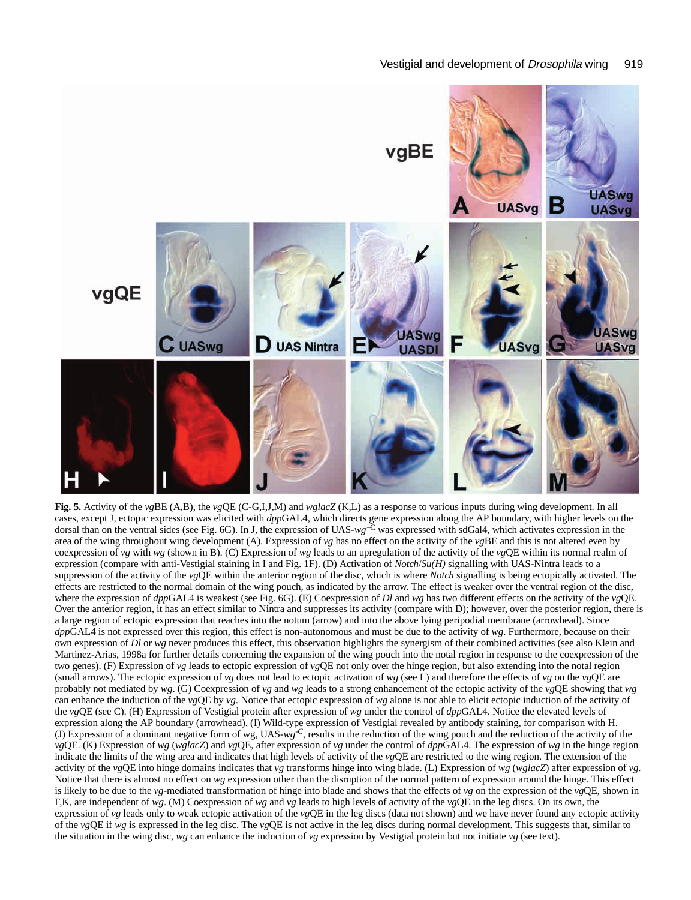**Fig. 5.** Activity of the *vg*BE (A,B), the *vg*QE (C-G,I,J,M) and *wglacZ* (K,L) as a response to various inputs during wing development. In all cases, except J, ectopic expression was elicited with *dpp*GAL4, which directs gene expression along the AP boundary, with higher levels on the dorsal than on the ventral sides (see Fig. 6G). In J, the expression of UAS-$wg^{-C}$ was expressed with sdGal4, which activates expression in the area of the wing throughout wing development (A). Expression of *vg* has no effect on the activity of the *vg*BE and this is not altered even by coexpression of *vg* with *wg* (shown in B). (C) Expression of *wg* leads to an upregulation of the activity of the *vg*QE within its normal realm of expression (compare with anti-Vestigial staining in I and Fig. 1F). (D) Activation of *Notch*/*Su(H)* signalling with UAS-Nintra leads to a suppression of the activity of the *vg*QE within the anterior region of the disc, which is where *Notch* signalling is being ectopically activated. The effects are restricted to the normal domain of the wing pouch, as indicated by the arrow. The effect is weaker over the ventral region of the disc, where the expression of *dpp*GAL4 is weakest (see Fig. 6G). (E) Coexpression of *Dl* and *wg* has two different effects on the activity of the *vg*QE. Over the anterior region, it has an effect similar to Nintra and suppresses its activity (compare with D); however, over the posterior region, there is a large region of ectopic expression that reaches into the notum (arrow) and into the above lying peripodial membrane (arrowhead). Since *dpp*GAL4 is not expressed over this region, this effect is non-autonomous and must be due to the activity of *wg*. Furthermore, because on their own expression of *Dl* or *wg* never produces this effect, this observation highlights the synergism of their combined activities (see also Klein and Martinez-Arias, 1998a for further details concerning the expansion of the wing pouch into the notal region in response to the coexpression of the two genes). (F) Expression of *vg* leads to ectopic expression of *vg*QE not only over the hinge region, but also extending into the notal region (small arrows). The ectopic expression of *vg* does not lead to ectopic activation of *wg* (see L) and therefore the effects of *vg* on the *vg*QE are probably not mediated by *wg*. (G) Coexpression of *vg* and *wg* leads to a strong enhancement of the ectopic activity of the *vg*QE showing that *wg* can enhance the induction of the *vg*QE by *vg*. Notice that ectopic expression of *wg* alone is not able to elicit ectopic induction of the activity of the *vg*QE (see C). (H) Expression of Vestigial protein after expression of *wg* under the control of *dpp*GAL4. Notice the elevated levels of expression along the AP boundary (arrowhead). (I) Wild-type expression of Vestigial revealed by antibody staining, for comparison with H. (J) Expression of a dominant negative form of wg, UAS-$wg^{-C}$, results in the reduction of the wing pouch and the reduction of the activity of the *vg*QE. (K) Expression of *wg* (*wglacZ*) and *vg*QE, after expression of *vg* under the control of *dpp*GAL4. The expression of *wg* in the hinge region indicate the limits of the wing area and indicates that high levels of activity of the *vg*QE are restricted to the wing region. The extension of the activity of the *vg*QE into hinge domains indicates that *vg* transforms hinge into wing blade. (L) Expression of *wg* (*wglacZ*) after expression of *vg*. Notice that there is almost no effect on *wg* expression other than the disruption of the normal pattern of expression around the hinge. This effect is likely to be due to the *vg*-mediated transformation of hinge into blade and shows that the effects of *vg* on the expression of the *vg*QE, shown in F,K, are independent of *wg*. (M) Coexpression of *wg* and *vg* leads to high levels of activity of the *vg*QE in the leg discs. On its own, the expression of *vg* leads only to weak ectopic activation of the *vg*QE in the leg discs (data not shown) and we have never found any ectopic activity of the *vg*QE if *wg* is expressed in the leg disc. The *vg*QE is not active in the leg discs during normal development. This suggests that, similar to the situation in the wing disc, *wg* can enhance the induction of *vg* expression by Vestigial protein but not initiate *vg* (see text).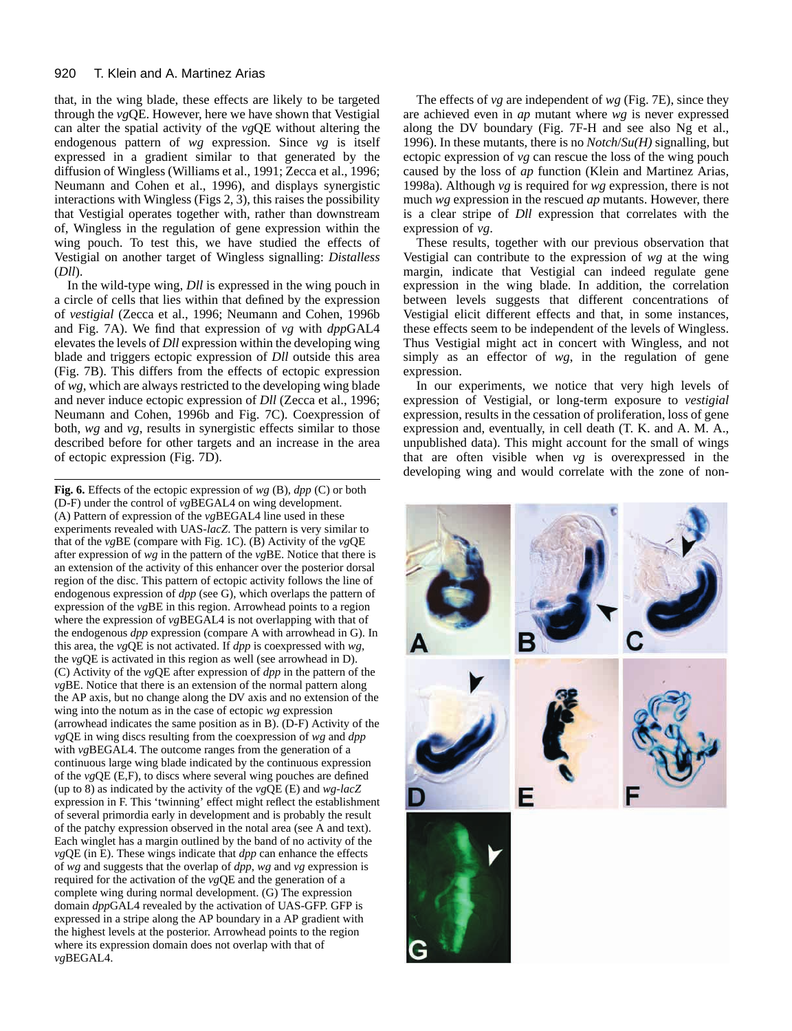that, in the wing blade, these effects are likely to be targeted through the *vg*QE. However, here we have shown that Vestigial can alter the spatial activity of the *vg*QE without altering the endogenous pattern of *wg* expression. Since *vg* is itself expressed in a gradient similar to that generated by the diffusion of Wingless (Williams et al., 1991; Zecca et al., 1996; Neumann and Cohen et al., 1996), and displays synergistic interactions with Wingless (Figs 2, 3), this raises the possibility that Vestigial operates together with, rather than downstream of, Wingless in the regulation of gene expression within the wing pouch. To test this, we have studied the effects of Vestigial on another target of Wingless signalling: *Distalless* (*Dll*).

In the wild-type wing, *Dll* is expressed in the wing pouch in a circle of cells that lies within that defined by the expression of *vestigial* (Zecca et al., 1996; Neumann and Cohen, 1996b and Fig. 7A). We find that expression of *vg* with *dpp*GAL4 elevates the levels of *Dll* expression within the developing wing blade and triggers ectopic expression of *Dll* outside this area (Fig. 7B). This differs from the effects of ectopic expression of *wg*, which are always restricted to the developing wing blade and never induce ectopic expression of *Dll* (Zecca et al., 1996; Neumann and Cohen, 1996b and Fig. 7C). Coexpression of both, *wg* and *vg*, results in synergistic effects similar to those described before for other targets and an increase in the area of ectopic expression (Fig. 7D).

The effects of *vg* are independent of *wg* (Fig. 7E), since they are achieved even in *ap* mutant where *wg* is never expressed along the DV boundary (Fig. 7F-H and see also Ng et al., 1996). In these mutants, there is no *Notch*/*Su(H)* signalling, but ectopic expression of *vg* can rescue the loss of the wing pouch caused by the loss of *ap* function (Klein and Martinez Arias, 1998a). Although *vg* is required for *wg* expression, there is not much *wg* expression in the rescued *ap* mutants. However, there is a clear stripe of *Dll* expression that correlates with the expression of *vg*.

These results, together with our previous observation that Vestigial can contribute to the expression of *wg* at the wing margin, indicate that Vestigial can indeed regulate gene expression in the wing blade. In addition, the correlation between levels suggests that different concentrations of Vestigial elicit different effects and that, in some instances, these effects seem to be independent of the levels of Wingless. Thus Vestigial might act in concert with Wingless, and not simply as an effector of *wg*, in the regulation of gene expression.

In our experiments, we notice that very high levels of expression of Vestigial, or long-term exposure to *vestigial* expression, results in the cessation of proliferation, loss of gene expression and, eventually, in cell death (T. K. and A. M. A., unpublished data). This might account for the small of wings that are often visible when *vg* is overexpressed in the developing wing and would correlate with the zone of non-

**Fig. 6.** Effects of the ectopic expression of *wg* (B), *dpp* (C) or both (D-F) under the control of *vg*BEGAL4 on wing development. (A) Pattern of expression of the *vg*BEGAL4 line used in these experiments revealed with UAS-*lacZ*. The pattern is very similar to that of the *vg*BE (compare with Fig. 1C). (B) Activity of the *vg*QE after expression of *wg* in the pattern of the *vg*BE. Notice that there is an extension of the activity of this enhancer over the posterior dorsal region of the disc. This pattern of ectopic activity follows the line of endogenous expression of *dpp* (see G), which overlaps the pattern of expression of the *vg*BE in this region. Arrowhead points to a region where the expression of *vg*BEGAL4 is not overlapping with that of the endogenous *dpp* expression (compare A with arrowhead in G). In this area, the *vg*QE is not activated. If *dpp* is coexpressed with *wg*, the *vg*QE is activated in this region as well (see arrowhead in D). (C) Activity of the *vg*QE after expression of *dpp* in the pattern of the *vg*BE. Notice that there is an extension of the normal pattern along the AP axis, but no change along the DV axis and no extension of the wing into the notum as in the case of ectopic *wg* expression (arrowhead indicates the same position as in B). (D-F) Activity of the *vg*QE in wing discs resulting from the coexpression of *wg* and *dpp* with *vg*BEGAL4. The outcome ranges from the generation of a continuous large wing blade indicated by the continuous expression of the *vg*QE (E,F), to discs where several wing pouches are defined (up to 8) as indicated by the activity of the *vg*QE (E) and *wg-lacZ* expression in F. This 'twinning' effect might reflect the establishment of several primordia early in development and is probably the result of the patchy expression observed in the notal area (see A and text). Each winglet has a margin outlined by the band of no activity of the *vg*QE (in E). These wings indicate that *dpp* can enhance the effects of *wg* and suggests that the overlap of *dpp*, *wg* and *vg* expression is required for the activation of the *vg*QE and the generation of a complete wing during normal development. (G) The expression domain *dpp*GAL4 revealed by the activation of UAS-GFP. GFP is expressed in a stripe along the AP boundary in a AP gradient with the highest levels at the posterior. Arrowhead points to the region where its expression domain does not overlap with that of *vg*BEGAL4.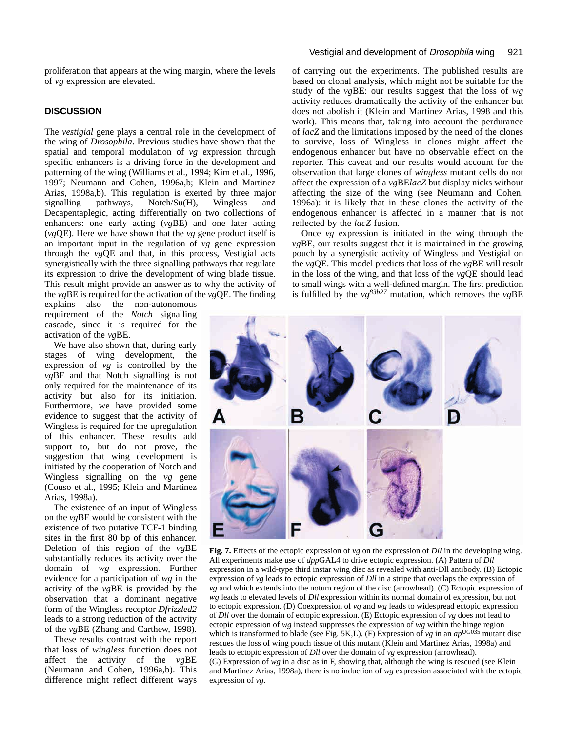proliferation that appears at the wing margin, where the levels of *vg* expression are elevated.

## DISCUSSION

The *vestigial* gene plays a central role in the development of the wing of *Drosophila*. Previous studies have shown that the spatial and temporal modulation of *vg* expression through specific enhancers is a driving force in the development and patterning of the wing (Williams et al., 1994; Kim et al., 1996, 1997; Neumann and Cohen, 1996a,b; Klein and Martinez Arias, 1998a,b). This regulation is exerted by three major signalling pathways, Notch/Su(H), Wingless and Decapentaplegic, acting differentially on two collections of enhancers: one early acting (*vg*BE) and one later acting (*vg*QE). Here we have shown that the *vg* gene product itself is an important input in the regulation of *vg* gene expression through the *vg*QE and that, in this process, Vestigial acts synergistically with the three signalling pathways that regulate its expression to drive the development of wing blade tissue. This result might provide an answer as to why the activity of the *vg*BE is required for the activation of the *vg*QE. The finding explains also the non-autonomous requirement of the *Notch* signalling cascade, since it is required for the activation of the *vg*BE.

We have also shown that, during early stages of wing development, the expression of *vg* is controlled by the *vg*BE and that Notch signalling is not only required for the maintenance of its activity but also for its initiation. Furthermore, we have provided some evidence to suggest that the activity of Wingless is required for the upregulation of this enhancer. These results add support to, but do not prove, the suggestion that wing development is initiated by the cooperation of Notch and Wingless signalling on the *vg* gene (Couso et al., 1995; Klein and Martinez Arias, 1998a).

The existence of an input of Wingless on the *vg*BE would be consistent with the existence of two putative TCF-1 binding sites in the first 80 bp of this enhancer. Deletion of this region of the *vg*BE substantially reduces its activity over the domain of *wg* expression. Further evidence for a participation of *wg* in the activity of the *vg*BE is provided by the observation that a dominant negative form of the Wingless receptor *Dfrizzled2* leads to a strong reduction of the activity of the *vg*BE (Zhang and Carthew, 1998).

These results contrast with the report that loss of *wingless* function does not affect the activity of the *vg*BE (Neumann and Cohen, 1996a,b). This difference might reflect different ways of carrying out the experiments. The published results are based on clonal analysis, which might not be suitable for the study of the *vg*BE: our results suggest that the loss of *wg* activity reduces dramatically the activity of the enhancer but does not abolish it (Klein and Martinez Arias, 1998 and this work). This means that, taking into account the perdurance of *lacZ* and the limitations imposed by the need of the clones to survive, loss of Wingless in clones might affect the endogenous enhancer but have no observable effect on the reporter. This caveat and our results would account for the observation that large clones of *wingless* mutant cells do not affect the expression of a *vg*BE*lacZ* but display nicks without affecting the size of the wing (see Neumann and Cohen, 1996a): it is likely that in these clones the activity of the endogenous enhancer is affected in a manner that is not reflected by the *lacZ* fusion.

Once *vg* expression is initiated in the wing through the *vg*BE, our results suggest that it is maintained in the growing pouch by a synergistic activity of Wingless and Vestigial on the *vg*QE. This model predicts that loss of the *vg*BE will result in the loss of the wing, and that loss of the *vg*QE should lead to small wings with a well-defined margin. The first prediction is fulfilled by the $vg^{83b27}$ mutation, which removes the *vg*BE

**Fig. 7.** Effects of the ectopic expression of *vg* on the expression of *Dll* in the developing wing. All experiments make use of *dpp*GAL4 to drive ectopic expression. (A) Pattern of *Dll* expression in a wild-type third instar wing disc as revealed with anti-Dll antibody. (B) Ectopic expression of *vg* leads to ectopic expression of *Dll* in a stripe that overlaps the expression of *vg* and which extends into the notum region of the disc (arrowhead). (C) Ectopic expression of *wg* leads to elevated levels of *Dll* expression within its normal domain of expression, but not to ectopic expression. (D) Coexpression of *vg* and *wg* leads to widespread ectopic expression of *Dll* over the domain of ectopic expression. (E) Ectopic expression of *vg* does not lead to ectopic expression of *wg* instead suppresses the expression of *wg* within the hinge region which is transformed to blade (see Fig. 5K,L). (F) Expression of *vg* in an $ap^{UG035}$ mutant disc rescues the loss of wing pouch tissue of this mutant (Klein and Martinez Arias, 1998a) and leads to ectopic expression of *Dll* over the domain of *vg* expression (arrowhead). (G) Expression of *wg* in a disc as in F, showing that, although the wing is rescued (see Klein and Martinez Arias, 1998a), there is no induction of *wg* expression associated with the ectopic expression of *vg*.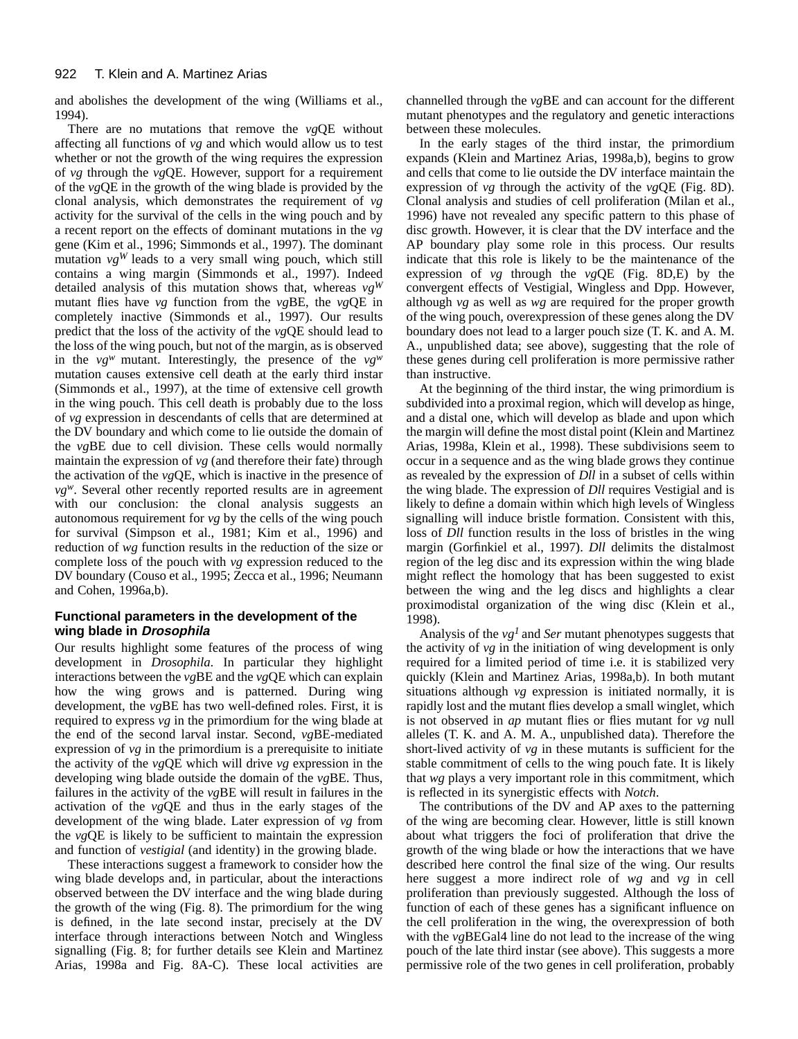and abolishes the development of the wing (Williams et al., 1994).

There are no mutations that remove the *vg*QE without affecting all functions of *vg* and which would allow us to test whether or not the growth of the wing requires the expression of *vg* through the *vg*QE. However, support for a requirement of the *vg*QE in the growth of the wing blade is provided by the clonal analysis, which demonstrates the requirement of *vg* activity for the survival of the cells in the wing pouch and by a recent report on the effects of dominant mutations in the *vg* gene (Kim et al., 1996; Simmonds et al., 1997). The dominant mutation $vg^W$ leads to a very small wing pouch, which still contains a wing margin (Simmonds et al., 1997). Indeed detailed analysis of this mutation shows that, whereas $vg^W$ mutant flies have *vg* function from the *vg*BE, the *vg*QE in completely inactive (Simmonds et al., 1997). Our results predict that the loss of the activity of the *vg*QE should lead to the loss of the wing pouch, but not of the margin, as is observed in the $vg^w$ mutant. Interestingly, the presence of the $vg^w$ mutation causes extensive cell death at the early third instar (Simmonds et al., 1997), at the time of extensive cell growth in the wing pouch. This cell death is probably due to the loss of *vg* expression in descendants of cells that are determined at the DV boundary and which come to lie outside the domain of the *vg*BE due to cell division. These cells would normally maintain the expression of *vg* (and therefore their fate) through the activation of the *vg*QE, which is inactive in the presence of $vg^w$. Several other recently reported results are in agreement with our conclusion: the clonal analysis suggests an autonomous requirement for *vg* by the cells of the wing pouch for survival (Simpson et al., 1981; Kim et al., 1996) and reduction of *wg* function results in the reduction of the size or complete loss of the pouch with *vg* expression reduced to the DV boundary (Couso et al., 1995; Zecca et al., 1996; Neumann and Cohen, 1996a,b).

## Functional parameters in the development of the wing blade in *Drosophila*

Our results highlight some features of the process of wing development in *Drosophila*. In particular they highlight interactions between the *vg*BE and the *vg*QE which can explain how the wing grows and is patterned. During wing development, the *vg*BE has two well-defined roles. First, it is required to express *vg* in the primordium for the wing blade at the end of the second larval instar. Second, *vg*BE-mediated expression of *vg* in the primordium is a prerequisite to initiate the activity of the *vg*QE which will drive *vg* expression in the developing wing blade outside the domain of the *vg*BE. Thus, failures in the activity of the *vg*BE will result in failures in the activation of the *vg*QE and thus in the early stages of the development of the wing blade. Later expression of *vg* from the *vg*QE is likely to be sufficient to maintain the expression and function of *vestigial* (and identity) in the growing blade.

These interactions suggest a framework to consider how the wing blade develops and, in particular, about the interactions observed between the DV interface and the wing blade during the growth of the wing (Fig. 8). The primordium for the wing is defined, in the late second instar, precisely at the DV interface through interactions between Notch and Wingless signalling (Fig. 8; for further details see Klein and Martinez Arias, 1998a and Fig. 8A-C). These local activities are channelled through the *vg*BE and can account for the different mutant phenotypes and the regulatory and genetic interactions between these molecules.

In the early stages of the third instar, the primordium expands (Klein and Martinez Arias, 1998a,b), begins to grow and cells that come to lie outside the DV interface maintain the expression of *vg* through the activity of the *vg*QE (Fig. 8D). Clonal analysis and studies of cell proliferation (Milan et al., 1996) have not revealed any specific pattern to this phase of disc growth. However, it is clear that the DV interface and the AP boundary play some role in this process. Our results indicate that this role is likely to be the maintenance of the expression of *vg* through the *vg*QE (Fig. 8D,E) by the convergent effects of Vestigial, Wingless and Dpp. However, although *vg* as well as *wg* are required for the proper growth of the wing pouch, overexpression of these genes along the DV boundary does not lead to a larger pouch size (T. K. and A. M. A., unpublished data; see above), suggesting that the role of these genes during cell proliferation is more permissive rather than instructive.

At the beginning of the third instar, the wing primordium is subdivided into a proximal region, which will develop as hinge, and a distal one, which will develop as blade and upon which the margin will define the most distal point (Klein and Martinez Arias, 1998a, Klein et al., 1998). These subdivisions seem to occur in a sequence and as the wing blade grows they continue as revealed by the expression of *Dll* in a subset of cells within the wing blade. The expression of *Dll* requires Vestigial and is likely to define a domain within which high levels of Wingless signalling will induce bristle formation. Consistent with this, loss of *Dll* function results in the loss of bristles in the wing margin (Gorfinkiel et al., 1997). *Dll* delimits the distalmost region of the leg disc and its expression within the wing blade might reflect the homology that has been suggested to exist between the wing and the leg discs and highlights a clear proximodistal organization of the wing disc (Klein et al., 1998).

Analysis of the $vg^1$ and *Ser* mutant phenotypes suggests that the activity of *vg* in the initiation of wing development is only required for a limited period of time i.e. it is stabilized very quickly (Klein and Martinez Arias, 1998a,b). In both mutant situations although *vg* expression is initiated normally, it is rapidly lost and the mutant flies develop a small winglet, which is not observed in *ap* mutant flies or flies mutant for *vg* null alleles (T. K. and A. M. A., unpublished data). Therefore the short-lived activity of *vg* in these mutants is sufficient for the stable commitment of cells to the wing pouch fate. It is likely that *wg* plays a very important role in this commitment, which is reflected in its synergistic effects with *Notch*.

The contributions of the DV and AP axes to the patterning of the wing are becoming clear. However, little is still known about what triggers the foci of proliferation that drive the growth of the wing blade or how the interactions that we have described here control the final size of the wing. Our results here suggest a more indirect role of *wg* and *vg* in cell proliferation than previously suggested. Although the loss of function of each of these genes has a significant influence on the cell proliferation in the wing, the overexpression of both with the *vg*BEGal4 line do not lead to the increase of the wing pouch of the late third instar (see above). This suggests a more permissive role of the two genes in cell proliferation, probably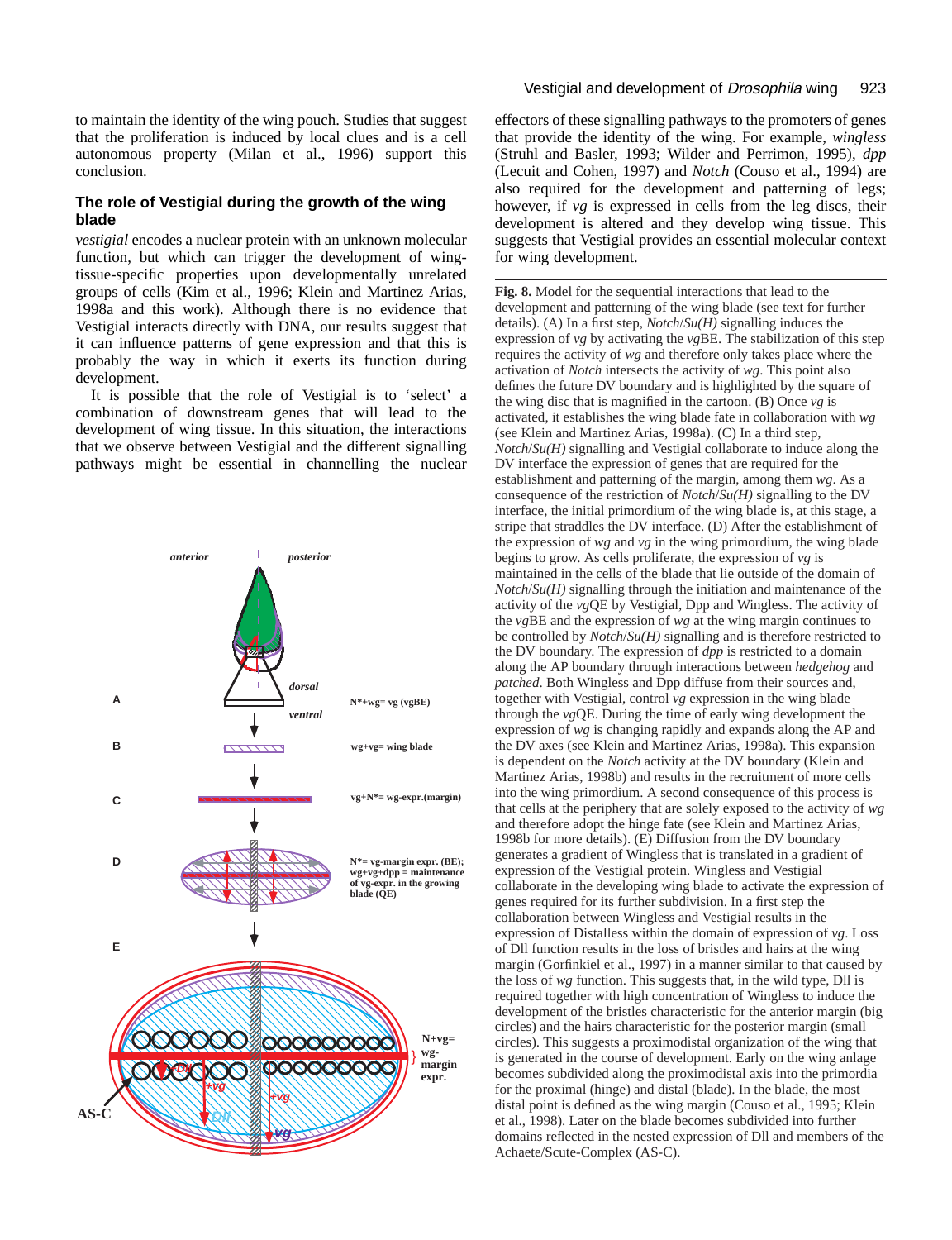to maintain the identity of the wing pouch. Studies that suggest that the proliferation is induced by local clues and is a cell autonomous property (Milan et al., 1996) support this conclusion.

## The role of Vestigial during the growth of the wing blade

*vestigial* encodes a nuclear protein with an unknown molecular function, but which can trigger the development of wing-tissue-specific properties upon developmentally unrelated groups of cells (Kim et al., 1996; Klein and Martinez Arias, 1998a and this work). Although there is no evidence that Vestigial interacts directly with DNA, our results suggest that it can influence patterns of gene expression and that this is probably the way in which it exerts its function during development.

It is possible that the role of Vestigial is to 'select' a combination of downstream genes that will lead to the development of wing tissue. In this situation, the interactions that we observe between Vestigial and the different signalling pathways might be essential in channelling the nuclear effectors of these signalling pathways to the promoters of genes that provide the identity of the wing. For example, *wingless* (Struhl and Basler, 1993; Wilder and Perrimon, 1995), *dpp* (Lecuit and Cohen, 1997) and *Notch* (Couso et al., 1994) are also required for the development and patterning of legs; however, if *vg* is expressed in cells from the leg discs, their development is altered and they develop wing tissue. This suggests that Vestigial provides an essential molecular context for wing development.

**Fig. 8.** Model for the sequential interactions that lead to the development and patterning of the wing blade (see text for further details). (A) In a first step, *Notch*/*Su(H)* signalling induces the expression of *vg* by activating the *vg*BE. The stabilization of this step requires the activity of *wg* and therefore only takes place where the activation of *Notch* intersects the activity of *wg*. This point also defines the future DV boundary and is highlighted by the square of the wing disc that is magnified in the cartoon. (B) Once *vg* is activated, it establishes the wing blade fate in collaboration with *wg* (see Klein and Martinez Arias, 1998a). (C) In a third step, *Notch*/*Su(H)* signalling and Vestigial collaborate to induce along the DV interface the expression of genes that are required for the establishment and patterning of the margin, among them *wg*. As a consequence of the restriction of *Notch*/*Su(H)* signalling to the DV interface, the initial primordium of the wing blade is, at this stage, a stripe that straddles the DV interface. (D) After the establishment of the expression of *wg* and *vg* in the wing primordium, the wing blade begins to grow. As cells proliferate, the expression of *vg* is maintained in the cells of the blade that lie outside of the domain of *Notch*/*Su(H)* signalling through the initiation and maintenance of the activity of the *vg*QE by Vestigial, Dpp and Wingless. The activity of the *vg*BE and the expression of *wg* at the wing margin continues to be controlled by *Notch*/*Su(H)* signalling and is therefore restricted to the DV boundary. The expression of *dpp* is restricted to a domain along the AP boundary through interactions between *hedgehog* and *patched*. Both Wingless and Dpp diffuse from their sources and, together with Vestigial, control *vg* expression in the wing blade through the *vg*QE. During the time of early wing development the expression of *wg* is changing rapidly and expands along the AP and the DV axes (see Klein and Martinez Arias, 1998a). This expansion is dependent on the *Notch* activity at the DV boundary (Klein and Martinez Arias, 1998b) and results in the recruitment of more cells into the wing primordium. A second consequence of this process is that cells at the periphery that are solely exposed to the activity of *wg* and therefore adopt the hinge fate (see Klein and Martinez Arias, 1998b for more details). (E) Diffusion from the DV boundary generates a gradient of Wingless that is translated in a gradient of expression of the Vestigial protein. Wingless and Vestigial collaborate in the developing wing blade to activate the expression of genes required for its further subdivision. In a first step the collaboration between Wingless and Vestigial results in the expression of Distalless within the domain of expression of *vg*. Loss of Dll function results in the loss of bristles and hairs at the wing margin (Gorfinkiel et al., 1997) in a manner similar to that caused by the loss of *wg* function. This suggests that, in the wild type, Dll is required together with high concentration of Wingless to induce the development of the bristles characteristic for the anterior margin (big circles) and the hairs characteristic for the posterior margin (small circles). This suggests a proximodistal organization of the wing that is generated in the course of development. Early on the wing anlage becomes subdivided along the proximodistal axis into the primordia for the proximal (hinge) and distal (blade). In the blade, the most distal point is defined as the wing margin (Couso et al., 1995; Klein et al., 1998). Later on the blade becomes subdivided into further domains reflected in the nested expression of Dll and members of the Achaete/Scute-Complex (AS-C).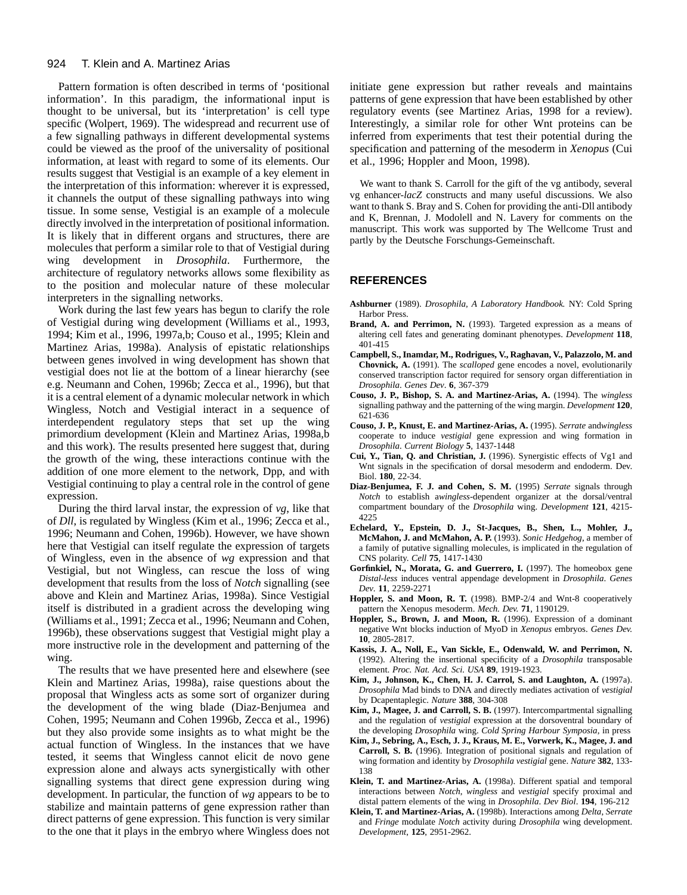Pattern formation is often described in terms of 'positional information'. In this paradigm, the informational input is thought to be universal, but its 'interpretation' is cell type specific (Wolpert, 1969). The widespread and recurrent use of a few signalling pathways in different developmental systems could be viewed as the proof of the universality of positional information, at least with regard to some of its elements. Our results suggest that Vestigial is an example of a key element in the interpretation of this information: wherever it is expressed, it channels the output of these signalling pathways into wing tissue. In some sense, Vestigial is an example of a molecule directly involved in the interpretation of positional information. It is likely that in different organs and structures, there are molecules that perform a similar role to that of Vestigial during wing development in *Drosophila*. Furthermore, the architecture of regulatory networks allows some flexibility as to the position and molecular nature of these molecular interpreters in the signalling networks.

Work during the last few years has begun to clarify the role of Vestigial during wing development (Williams et al., 1993, 1994; Kim et al., 1996, 1997a,b; Couso et al., 1995; Klein and Martinez Arias, 1998a). Analysis of epistatic relationships between genes involved in wing development has shown that vestigial does not lie at the bottom of a linear hierarchy (see e.g. Neumann and Cohen, 1996b; Zecca et al., 1996), but that it is a central element of a dynamic molecular network in which Wingless, Notch and Vestigial interact in a sequence of interdependent regulatory steps that set up the wing primordium development (Klein and Martinez Arias, 1998a,b and this work). The results presented here suggest that, during the growth of the wing, these interactions continue with the addition of one more element to the network, Dpp, and with Vestigial continuing to play a central role in the control of gene expression.

During the third larval instar, the expression of *vg*, like that of *Dll*, is regulated by Wingless (Kim et al., 1996; Zecca et al., 1996; Neumann and Cohen, 1996b). However, we have shown here that Vestigial can itself regulate the expression of targets of Wingless, even in the absence of *wg* expression and that Vestigial, but not Wingless, can rescue the loss of wing development that results from the loss of *Notch* signalling (see above and Klein and Martinez Arias, 1998a). Since Vestigial itself is distributed in a gradient across the developing wing (Williams et al., 1991; Zecca et al., 1996; Neumann and Cohen, 1996b), these observations suggest that Vestigial might play a more instructive role in the development and patterning of the wing.

The results that we have presented here and elsewhere (see Klein and Martinez Arias, 1998a), raise questions about the proposal that Wingless acts as some sort of organizer during the development of the wing blade (Diaz-Benjumea and Cohen, 1995; Neumann and Cohen 1996b, Zecca et al., 1996) but they also provide some insights as to what might be the actual function of Wingless. In the instances that we have tested, it seems that Wingless cannot elicit de novo gene expression alone and always acts synergistically with other signalling systems that direct gene expression during wing development. In particular, the function of *wg* appears to be to stabilize and maintain patterns of gene expression rather than direct patterns of gene expression. This function is very similar to the one that it plays in the embryo where Wingless does not initiate gene expression but rather reveals and maintains patterns of gene expression that have been established by other regulatory events (see Martinez Arias, 1998 for a review). Interestingly, a similar role for other Wnt proteins can be inferred from experiments that test their potential during the specification and patterning of the mesoderm in *Xenopus* (Cui et al., 1996; Hoppler and Moon, 1998).

We want to thank S. Carroll for the gift of the vg antibody, several vg enhancer-*lacZ* constructs and many useful discussions. We also want to thank S. Bray and S. Cohen for providing the anti-Dll antibody and K, Brennan, J. Modolell and N. Lavery for comments on the manuscript. This work was supported by The Wellcome Trust and partly by the Deutsche Forschungs-Gemeinschaft.

## REFERENCES

**Ashburner** (1989). *Drosophila, A Laboratory Handbook.* NY: Cold Spring Harbor Press.

**Brand, A. and Perrimon, N.** (1993). Targeted expression as a means of altering cell fates and generating dominant phenotypes. *Development* **118**, 401-415

**Campbell, S., Inamdar, M., Rodrigues, V., Raghavan, V., Palazzolo, M. and Chovnick, A.** (1991). The *scalloped* gene encodes a novel, evolutionarily conserved transcription factor required for sensory organ differentiation in *Drosophila*. *Genes Dev.* **6**, 367-379

**Couso, J. P., Bishop, S. A. and Martinez-Arias, A.** (1994). The *wingless* signalling pathway and the patterning of the wing margin. *Development* **120**, 621-636

**Couso, J. P., Knust, E. and Martinez-Arias, A.** (1995). *Serrate* and*wingless* cooperate to induce *vestigial* gene expression and wing formation in *Drosophila*. *Current Biology* **5**, 1437-1448

**Cui, Y., Tian, Q. and Christian, J.** (1996). Synergistic effects of Vg1 and Wnt signals in the specification of dorsal mesoderm and endoderm. Dev. Biol. **180**, 22-34.

**Diaz-Benjumea, F. J. and Cohen, S. M.** (1995) *Serrate* signals through *Notch* to establish a*wingless*-dependent organizer at the dorsal/ventral compartment boundary of the *Drosophila* wing. *Development* **121**, 4215-4225

**Echelard, Y., Epstein, D. J., St-Jacques, B., Shen, L., Mohler, J., McMahon, J. and McMahon, A. P.** (1993). *Sonic Hedgehog*, a member of a family of putative signalling molecules, is implicated in the regulation of CNS polarity. *Cell* **75**, 1417-1430

**Gorfinkiel, N., Morata, G. and Guerrero, I.** (1997). The homeobox gene *Distal-less* induces ventral appendage development in *Drosophila*. *Genes Dev.* **11**, 2259-2271

**Hoppler, S. and Moon, R. T.** (1998). BMP-2/4 and Wnt-8 cooperatively pattern the Xenopus mesoderm. *Mech. Dev.* **71**, 1190129.

**Hoppler, S., Brown, J. and Moon, R.** (1996). Expression of a dominant negative Wnt blocks induction of MyoD in *Xenopus* embryos. *Genes Dev.* **10**, 2805-2817.

**Kassis, J. A., Noll, E., Van Sickle, E., Odenwald, W. and Perrimon, N.** (1992). Altering the insertional specificity of a *Drosophila* transposable element. *Proc. Nat. Acd. Sci. USA* **89**, 1919-1923.

**Kim, J., Johnson, K., Chen, H. J. Carrol, S. and Laughton, A.** (1997a). *Drosophila* Mad binds to DNA and directly mediates activation of *vestigial* by Dcapentaplegic. *Nature* **388**, 304-308

**Kim, J., Magee, J. and Carroll, S. B.** (1997). Intercompartmental signalling and the regulation of *vestigial* expression at the dorsoventral boundary of the developing *Drosophila* wing. *Cold Spring Harbour Symposia*, in press

**Kim, J., Sebring, A., Esch, J. J., Kraus, M. E., Vorwerk, K., Magee, J. and Carroll, S. B.** (1996). Integration of positional signals and regulation of wing formation and identity by *Drosophila vestigial* gene. *Nature* **382**, 133-138

**Klein, T. and Martinez-Arias, A.** (1998a). Different spatial and temporal interactions between *Notch*, *wingless* and *vestigial* specify proximal and distal pattern elements of the wing in *Drosophila*. *Dev Biol*. **194**, 196-212

**Klein, T. and Martinez-Arias, A.** (1998b). Interactions among *Delta*, *Serrate* and *Fringe* modulate *Notch* activity during *Drosophila* wing development. *Development*, **125**, 2951-2962.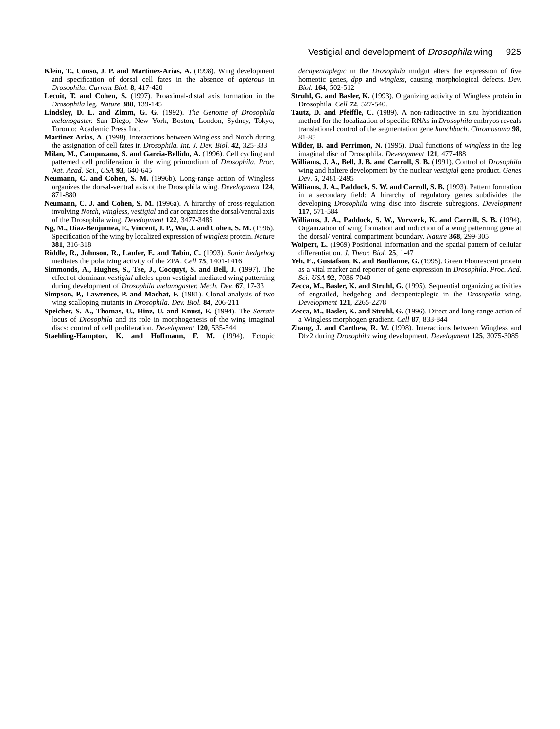**Klein, T., Couso, J. P. and Martinez-Arias, A.** (1998). Wing development and specification of dorsal cell fates in the absence of *apterous* in *Drosophila*. *Current Biol.* **8**, 417-420

**Lecuit, T. and Cohen, S.** (1997). Proaximal-distal axis formation in the *Drosophila* leg. *Nature* **388**, 139-145

**Lindsley, D. L. and Zimm, G. G.** (1992). *The Genome of Drosophila melanogaster.* San Diego, New York, Boston, London, Sydney, Tokyo, Toronto: Academic Press Inc.

**Martinez Arias, A.** (1998). Interactions between Wingless and Notch during the assignation of cell fates in *Drosophila. Int. J. Dev. Biol*. **42**, 325-333

**Milan, M., Campuzano, S. and Garcia-Bellido, A.** (1996). Cell cycling and patterned cell proliferation in the wing primordium of *Drosophila*. *Proc. Nat. Acad. Sci., USA* **93**, 640-645

**Neumann, C. and Cohen, S. M.** (1996b). Long-range action of Wingless organizes the dorsal-ventral axis ot the Drosophila wing. *Development* **124**, 871-880

**Neumann, C. J. and Cohen, S. M.** (1996a). A hirarchy of cross-regulation involving *Notch*, *wingless*, *vestigial* and *cut* organizes the dorsal/ventral axis of the Drosophila wing. *Development* **122**, 3477-3485

**Ng, M., Diaz-Benjumea, F., Vincent, J. P., Wu, J. and Cohen, S. M.** (1996). Specification of the wing by localized expression of *wingless* protein. *Nature* **381**, 316-318

**Riddle, R., Johnson, R., Laufer, E. and Tabin, C.** (1993). *Sonic hedgehog* mediates the polarizing activity of the ZPA. *Cell* **75**, 1401-1416

**Simmonds, A., Hughes, S., Tse, J., Cocquyt, S. and Bell, J.** (1997). The effect of dominant *vestigial* alleles upon vestigial-mediated wing patterning during development of *Drosophila melanogaster. Mech. Dev.* **67**, 17-33

**Simpson, P., Lawrence, P. and Machat, F.** (1981). Clonal analysis of two wing scalloping mutants in *Drosophila*. *Dev. Biol.* **84**, 206-211

**Speicher, S. A., Thomas, U., Hinz, U. and Knust, E.** (1994). The *Serrate* locus of *Drosophila* and its role in morphogenesis of the wing imaginal discs: control of cell proliferation. *Development* **120**, 535-544

**Staehling-Hampton, K. and Hoffmann, F. M.** (1994). Ectopic *decapentaplegic* in the *Drosophila* midgut alters the expression of five homeotic genes, *dpp* and *wingless*, causing morphological defects. *Dev. Biol.* **164**, 502-512

**Struhl, G. and Basler, K.** (1993). Organizing activity of Wingless protein in Drosophila. *Cell* **72**, 527-540.

**Tautz, D. and Pfeiffle, C.** (1989). A non-radioactive in situ hybridization method for the localization of specific RNAs in *Drosophila* embryos reveals translational control of the segmentation gene *hunchbach*. *Chromosoma* **98**, 81-85

**Wilder, B. and Perrimon, N.** (1995). Dual functions of *wingless* in the leg imaginal disc of Drosophila. *Development* **121**, 477-488

**Williams, J. A., Bell, J. B. and Carroll, S. B.** (1991). Control of *Drosophila* wing and haltere development by the nuclear *vestigial* gene product. *Genes Dev*. **5**, 2481-2495

**Williams, J. A., Paddock, S. W. and Carroll, S. B.** (1993). Pattern formation in a secondary field: A hirarchy of regulatory genes subdivides the developing *Drosophila* wing disc into discrete subregions. *Development* **117**, 571-584

**Williams, J. A., Paddock, S. W., Vorwerk, K. and Carroll, S. B.** (1994). Organization of wing formation and induction of a wing patterning gene at the dorsal/ ventral compartment boundary. *Nature* **368**, 299-305

**Wolpert, L.** (1969) Positional information and the spatial pattern of cellular differentiation. *J. Theor. Biol.* **25**, 1-47

**Yeh, E., Gustafson, K. and Boulianne, G.** (1995). Green Flourescent protein as a vital marker and reporter of gene expression in *Drosophila*. *Proc. Acd. Sci. USA* **92**, 7036-7040

**Zecca, M., Basler, K. and Struhl, G.** (1995). Sequential organizing activities of engrailed, hedgehog and decapentaplegic in the *Drosophila* wing. *Development* **121**, 2265-2278

**Zecca, M., Basler, K. and Struhl, G.** (1996). Direct and long-range action of a Wingless morphogen gradient. *Cell* **87**, 833-844

**Zhang, J. and Carthew, R. W.** (1998). Interactions between Wingless and Dfz2 during *Drosophila* wing development. *Development* **125**, 3075-3085